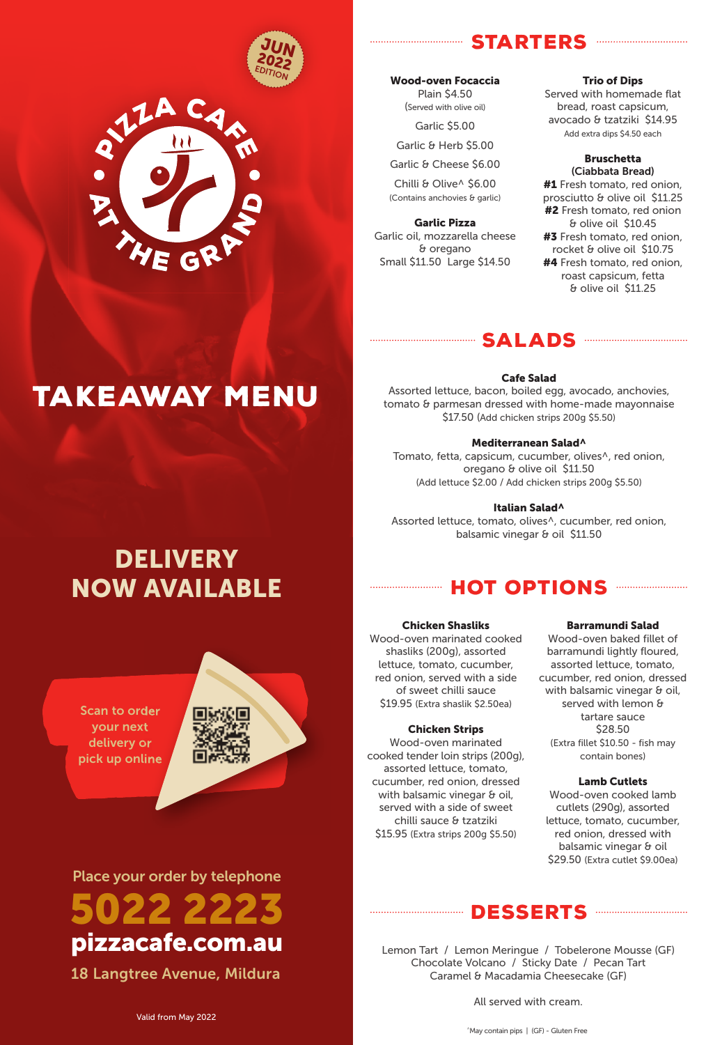JUN 2022 EDITION

# PIZZA CAFE AT THE GRAND

# TAKEAWAY MENU

## DELIVERY NOW AVAILABLE

Scan to order your next delivery or pick up online

Place your order by telephone

**5022 2223**

**pizzacafe.com.au**

18 Langtree Avenue, Mildura

Valid from May 2022

## STARTERS

**Wood-oven Focaccia**

Plain $4.50
(Served with olive oil)

Garlic $5.00

Garlic & Herb $5.00

Garlic & Cheese $6.00

Chilli & Olive^ $6.00
(Contains anchovies & garlic)

**Garlic Pizza**

Garlic oil, mozzarella cheese & oregano
Small $11.50 Large $14.50

**Trio of Dips**

Served with homemade flat bread, roast capsicum, avocado & tzatziki $14.95
Add extra dips $4.50 each

**Bruschetta (Ciabbata Bread)**

**#1** Fresh tomato, red onion, prosciutto & olive oil $11.25
**#2** Fresh tomato, red onion & olive oil $10.45
**#3** Fresh tomato, red onion, rocket & olive oil $10.75
**#4** Fresh tomato, red onion, roast capsicum, fetta & olive oil $11.25

## SALADS

**Cafe Salad**

Assorted lettuce, bacon, boiled egg, avocado, anchovies, tomato & parmesan dressed with home-made mayonnaise
$17.50 (Add chicken strips 200g $5.50)

**Mediterranean Salad^**

Tomato, fetta, capsicum, cucumber, olives^, red onion, oregano & olive oil $11.50
(Add lettuce $2.00 / Add chicken strips 200g $5.50)

**Italian Salad^**

Assorted lettuce, tomato, olives^, cucumber, red onion, balsamic vinegar & oil $11.50

## HOT OPTIONS

**Chicken Shasliks**

Wood-oven marinated cooked shasliks (200g), assorted lettuce, tomato, cucumber, red onion, served with a side of sweet chilli sauce
$19.95 (Extra shaslik $2.50ea)

**Chicken Strips**

Wood-oven marinated cooked tender loin strips (200g), assorted lettuce, tomato, cucumber, red onion, dressed with balsamic vinegar & oil, served with a side of sweet chilli sauce & tzatziki
$15.95 (Extra strips 200g $5.50)

**Barramundi Salad**

Wood-oven baked fillet of barramundi lightly floured, assorted lettuce, tomato, cucumber, red onion, dressed with balsamic vinegar & oil, served with lemon & tartare sauce
$28.50
(Extra fillet $10.50 - fish may contain bones)

**Lamb Cutlets**

Wood-oven cooked lamb cutlets (290g), assorted lettuce, tomato, cucumber, red onion, dressed with balsamic vinegar & oil
$29.50 (Extra cutlet $9.00ea)

## DESSERTS

Lemon Tart / Lemon Meringue / Tobelerone Mousse (GF)
Chocolate Volcano / Sticky Date / Pecan Tart
Caramel & Macadamia Cheesecake (GF)

All served with cream.

^May contain pips | (GF) - Gluten Free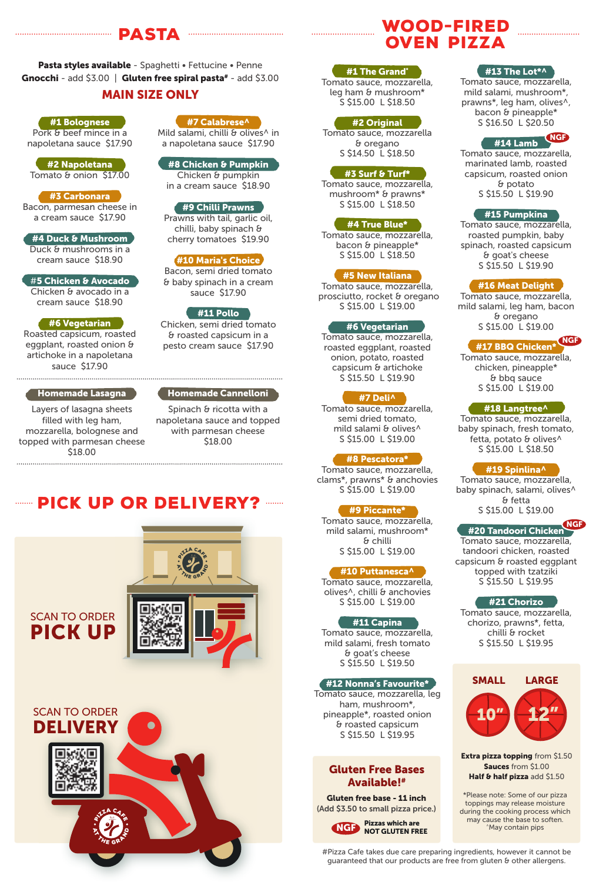## PASTA

**Pasta styles available** - Spaghetti • Fettucine • Penne
**Gnocchi** - add $3.00 | **Gluten free spiral pasta#** - add $3.00

**MAIN SIZE ONLY**

**#1 Bolognese**
Pork & beef mince in a napoletana sauce $17.90

**#2 Napoletana**
Tomato & onion $17.00

**#3 Carbonara**
Bacon, parmesan cheese in a cream sauce $17.90

**#4 Duck & Mushroom**
Duck & mushrooms in a cream sauce $18.90

**#5 Chicken & Avocado**
Chicken & avocado in a cream sauce $18.90

**#6 Vegetarian**
Roasted capsicum, roasted eggplant, roasted onion & artichoke in a napoletana sauce $17.90

**#7 Calabrese^**
Mild salami, chilli & olives^ in a napoletana sauce $17.90

**#8 Chicken & Pumpkin**
Chicken & pumpkin in a cream sauce $18.90

**#9 Chilli Prawns**
Prawns with tail, garlic oil, chilli, baby spinach & cherry tomatoes $19.90

**#10 Maria's Choice**
Bacon, semi dried tomato & baby spinach in a cream sauce $17.90

**#11 Pollo**
Chicken, semi dried tomato & roasted capsicum in a pesto cream sauce $17.90

**Homemade Lasagna**
Layers of lasagna sheets filled with leg ham, mozzarella, bolognese and topped with parmesan cheese $18.00

**Homemade Cannelloni**
Spinach & ricotta with a napoletana sauce and topped with parmesan cheese $18.00

## PICK UP OR DELIVERY?

SCAN TO ORDER **PICK UP**

SCAN TO ORDER **DELIVERY**

## WOOD-FIRED OVEN PIZZA

**#1 The Grand***
Tomato sauce, mozzarella, leg ham & mushroom*
S $15.00 L $18.50

**#2 Original**
Tomato sauce, mozzarella & oregano
S $14.50 L $18.50

**#3 Surf & Turf***
Tomato sauce, mozzarella, mushroom* & prawns*
S $15.00 L $18.50

**#4 True Blue***
Tomato sauce, mozzarella, bacon & pineapple*
S $15.00 L $18.50

**#5 New Italiana**
Tomato sauce, mozzarella, prosciutto, rocket & oregano
S $15.00 L $19.00

**#6 Vegetarian**
Tomato sauce, mozzarella, roasted eggplant, roasted onion, potato, roasted capsicum & artichoke
S $15.50 L $19.90

**#7 Deli^**
Tomato sauce, mozzarella, semi dried tomato, mild salami & olives^
S $15.00 L $19.00

**#8 Pescatora***
Tomato sauce, mozzarella, clams*, prawns* & anchovies
S $15.00 L $19.00

**#9 Piccante***
Tomato sauce, mozzarella, mild salami, mushroom* & chilli
S $15.00 L $19.00

**#10 Puttanesca^**
Tomato sauce, mozzarella, olives^, chilli & anchovies
S $15.00 L $19.00

**#11 Capina**
Tomato sauce, mozzarella, mild salami, fresh tomato & goat's cheese
S $15.50 L $19.50

**#12 Nonna's Favourite***
Tomato sauce, mozzarella, leg ham, mushroom*, pineapple*, roasted onion & roasted capsicum
S $15.50 L $19.95

**#13 The Lot*^**
Tomato sauce, mozzarella, mild salami, mushroom*, prawns*, leg ham, olives^, bacon & pineapple*
S $16.50 L $20.50

**#14 Lamb** NGF
Tomato sauce, mozzarella, marinated lamb, roasted capsicum, roasted onion & potato
S $15.50 L $19.90

**#15 Pumpkina**
Tomato sauce, mozzarella, roasted pumpkin, baby spinach, roasted capsicum & goat's cheese
S $15.50 L $19.90

**#16 Meat Delight**
Tomato sauce, mozzarella, mild salami, leg ham, bacon & oregano
S $15.00 L $19.00

**#17 BBQ Chicken*** NGF
Tomato sauce, mozzarella, chicken, pineapple* & bbq sauce
S $15.00 L $19.00

**#18 Langtree^**
Tomato sauce, mozzarella, baby spinach, fresh tomato, fetta, potato & olives^
S $15.00 L $18.50

**#19 Spinlina^**
Tomato sauce, mozzarella, baby spinach, salami, olives^ & fetta
S $15.00 L $19.00

**#20 Tandoori Chicken** NGF
Tomato sauce, mozzarella, tandoori chicken, roasted capsicum & roasted eggplant topped with tzatziki
S $15.50 L $19.95

**#21 Chorizo**
Tomato sauce, mozzarella, chorizo, prawns*, fetta, chilli & rocket
S $15.50 L $19.95

**Gluten Free Bases Available!#**

**Gluten free base - 11 inch**
(Add $3.50 to small pizza price.)

**NGF** **Pizzas which are NOT GLUTEN FREE**

SMALL 10"
LARGE 12"

**Extra pizza topping** from $1.50
**Sauces** from $1.00
**Half & half pizza** add $1.50

*Please note: Some of our pizza toppings may release moisture during the cooking process which may cause the base to soften.
^May contain pips

#Pizza Cafe takes due care preparing ingredients, however it cannot be guaranteed that our products are free from gluten & other allergens.